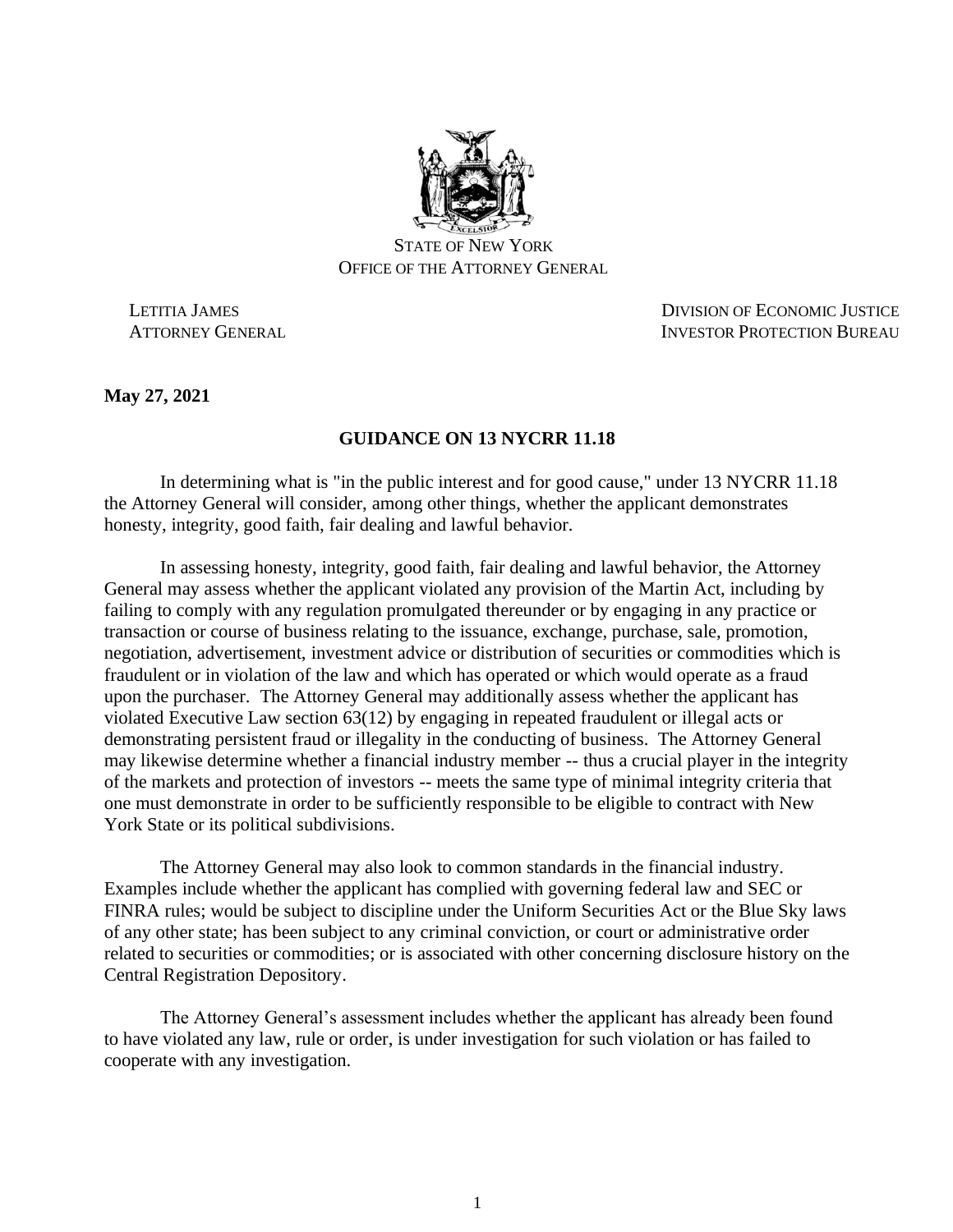STATE OF NEW YORK
OFFICE OF THE ATTORNEY GENERAL

LETITIA JAMES
ATTORNEY GENERAL

DIVISION OF ECONOMIC JUSTICE
INVESTOR PROTECTION BUREAU

**May 27, 2021**

## GUIDANCE ON 13 NYCRR 11.18

In determining what is "in the public interest and for good cause," under 13 NYCRR 11.18 the Attorney General will consider, among other things, whether the applicant demonstrates honesty, integrity, good faith, fair dealing and lawful behavior.

In assessing honesty, integrity, good faith, fair dealing and lawful behavior, the Attorney General may assess whether the applicant violated any provision of the Martin Act, including by failing to comply with any regulation promulgated thereunder or by engaging in any practice or transaction or course of business relating to the issuance, exchange, purchase, sale, promotion, negotiation, advertisement, investment advice or distribution of securities or commodities which is fraudulent or in violation of the law and which has operated or which would operate as a fraud upon the purchaser. The Attorney General may additionally assess whether the applicant has violated Executive Law section 63(12) by engaging in repeated fraudulent or illegal acts or demonstrating persistent fraud or illegality in the conducting of business. The Attorney General may likewise determine whether a financial industry member -- thus a crucial player in the integrity of the markets and protection of investors -- meets the same type of minimal integrity criteria that one must demonstrate in order to be sufficiently responsible to be eligible to contract with New York State or its political subdivisions.

The Attorney General may also look to common standards in the financial industry. Examples include whether the applicant has complied with governing federal law and SEC or FINRA rules; would be subject to discipline under the Uniform Securities Act or the Blue Sky laws of any other state; has been subject to any criminal conviction, or court or administrative order related to securities or commodities; or is associated with other concerning disclosure history on the Central Registration Depository.

The Attorney General's assessment includes whether the applicant has already been found to have violated any law, rule or order, is under investigation for such violation or has failed to cooperate with any investigation.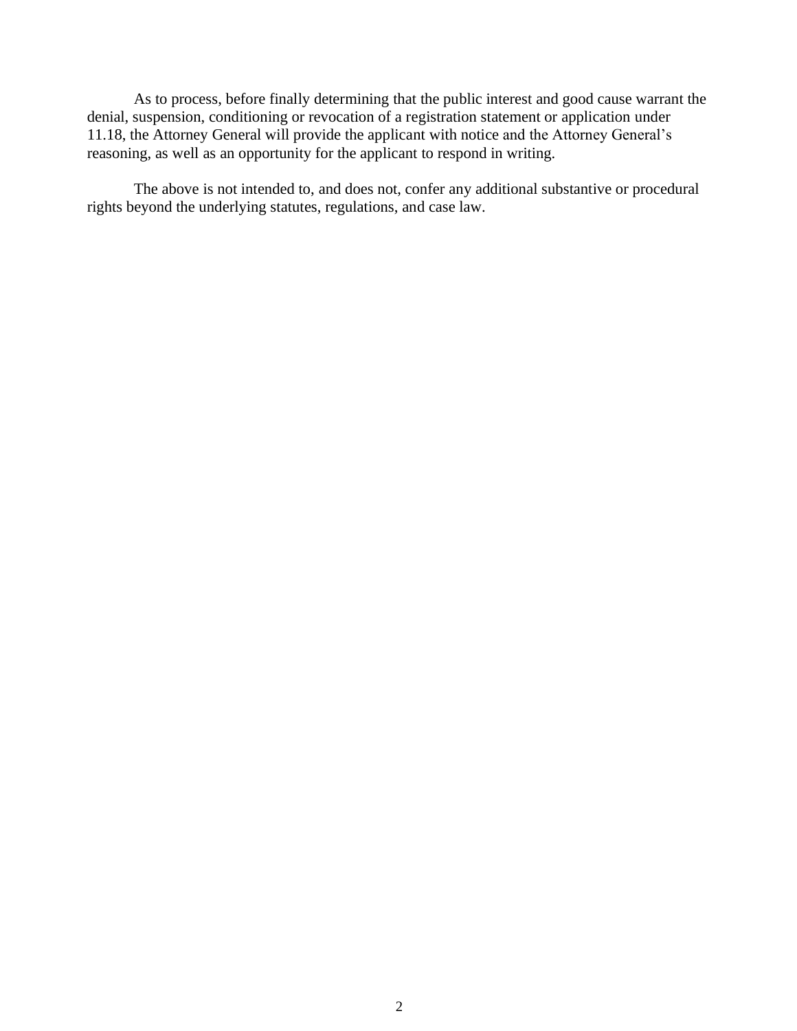As to process, before finally determining that the public interest and good cause warrant the denial, suspension, conditioning or revocation of a registration statement or application under 11.18, the Attorney General will provide the applicant with notice and the Attorney General's reasoning, as well as an opportunity for the applicant to respond in writing.

The above is not intended to, and does not, confer any additional substantive or procedural rights beyond the underlying statutes, regulations, and case law.